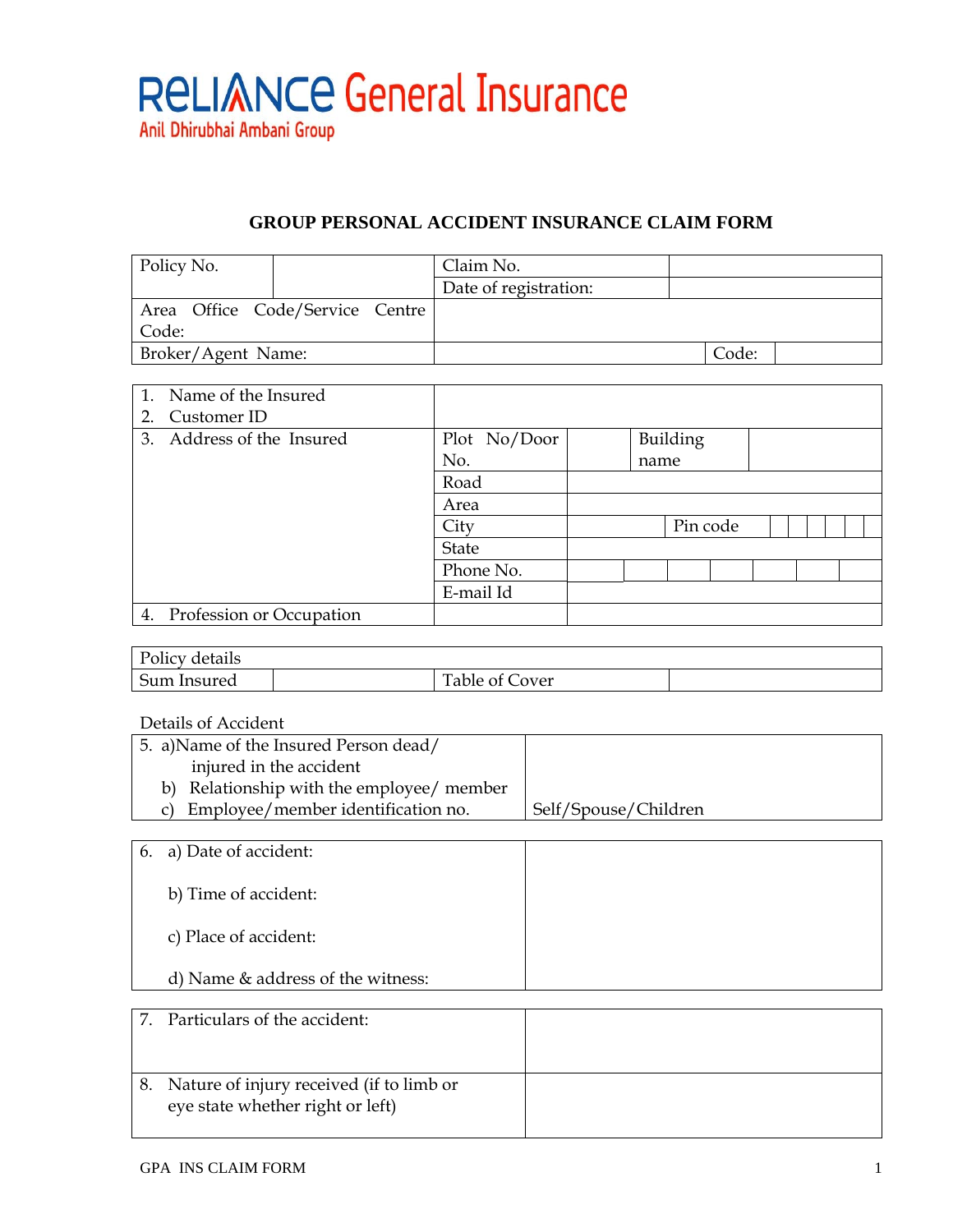Reliance General Insurance

Anil Dhirubhai Ambani Group

# GROUP PERSONAL ACCIDENT INSURANCE CLAIM FORM

| Policy No. | | Claim No. | |
|---|---|---|---|
| | | Date of registration: | |
| Area Office Code/Service Centre Code: | | | |
| Broker/Agent Name: | | | Code: |

| 1. Name of the Insured<br>2. Customer ID | | | | |
|---|---|---|---|---|
| 3. Address of the Insured | Plot No/Door No. | | Building name | |
| | Road | | | |
| | Area | | | |
| | City | | Pin code | |
| | State | | | |
| | Phone No. | | | |
| | E-mail Id | | | |
| 4. Profession or Occupation | | | | |

| Policy details | | | |
|---|---|---|---|
| Sum Insured | | Table of Cover | |

Details of Accident

| 5. a) Name of the Insured Person dead/ injured in the accident<br>b) Relationship with the employee/ member<br>c) Employee/member identification no. | Self/Spouse/Children |
|---|---|

| 6. a) Date of accident:<br>b) Time of accident:<br>c) Place of accident:<br>d) Name & address of the witness: | |
|---|---|

| 7. Particulars of the accident: | |
|---|---|
| 8. Nature of injury received (if to limb or eye state whether right or left) | |

GPA INS CLAIM FORM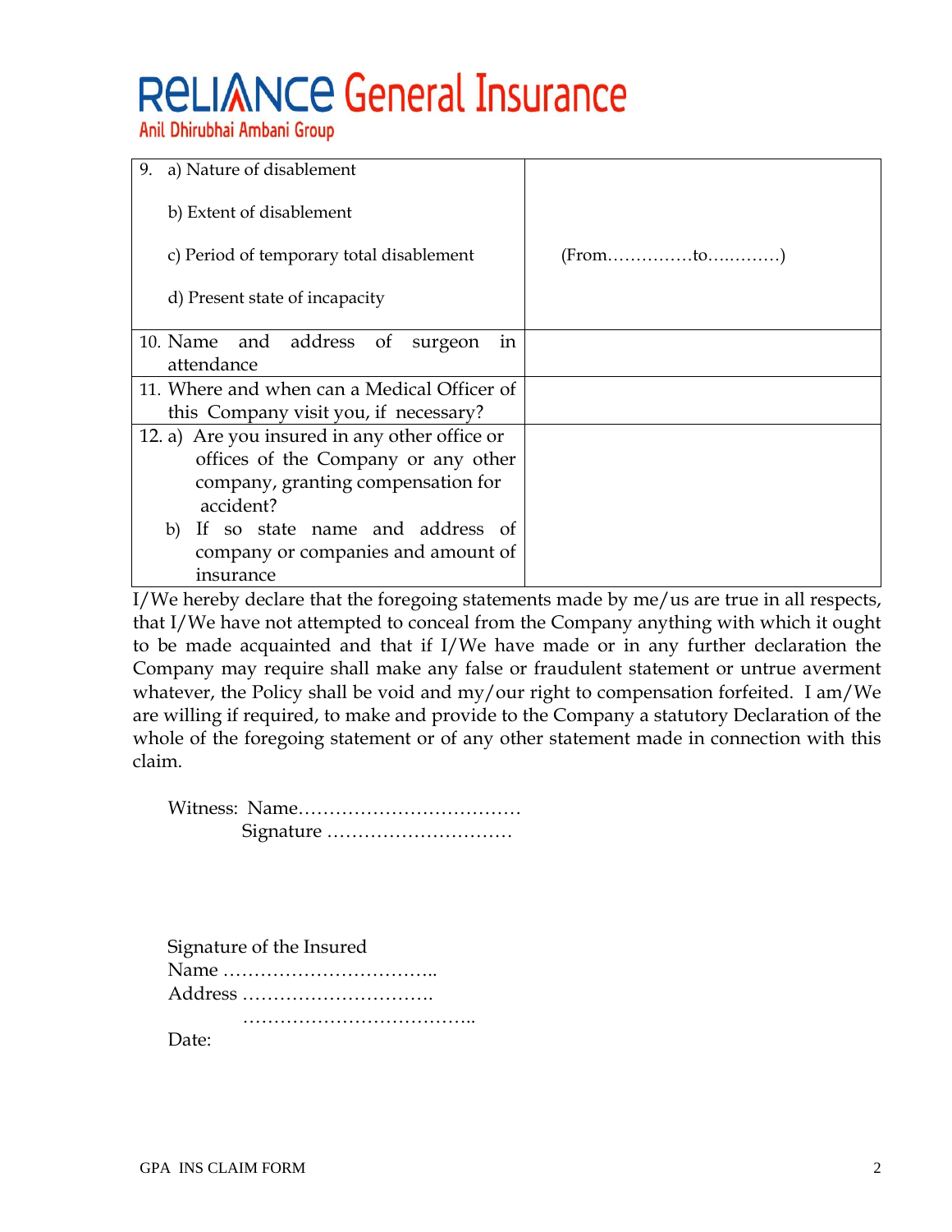# Reliance General Insurance

Anil Dhirubhai Ambani Group

| | |
|---|---|
| 9. a) Nature of disablement<br><br>b) Extent of disablement<br><br>c) Period of temporary total disablement<br><br>d) Present state of incapacity | <br><br><br><br>(From……………to….………)<br><br> |
| 10. Name and address of surgeon in attendance | |
| 11. Where and when can a Medical Officer of this Company visit you, if necessary? | |
| 12. a) Are you insured in any other office or offices of the Company or any other company, granting compensation for accident?<br>b) If so state name and address of company or companies and amount of insurance | |

I/We hereby declare that the foregoing statements made by me/us are true in all respects, that I/We have not attempted to conceal from the Company anything with which it ought to be made acquainted and that if I/We have made or in any further declaration the Company may require shall make any false or fraudulent statement or untrue averment whatever, the Policy shall be void and my/our right to compensation forfeited. I am/We are willing if required, to make and provide to the Company a statutory Declaration of the whole of the foregoing statement or of any other statement made in connection with this claim.

Witness: Name………………………………

Signature …………………………

Signature of the Insured

Name ……………………………..

Address ………………………….

………………………………..

Date:

GPA INS CLAIM FORM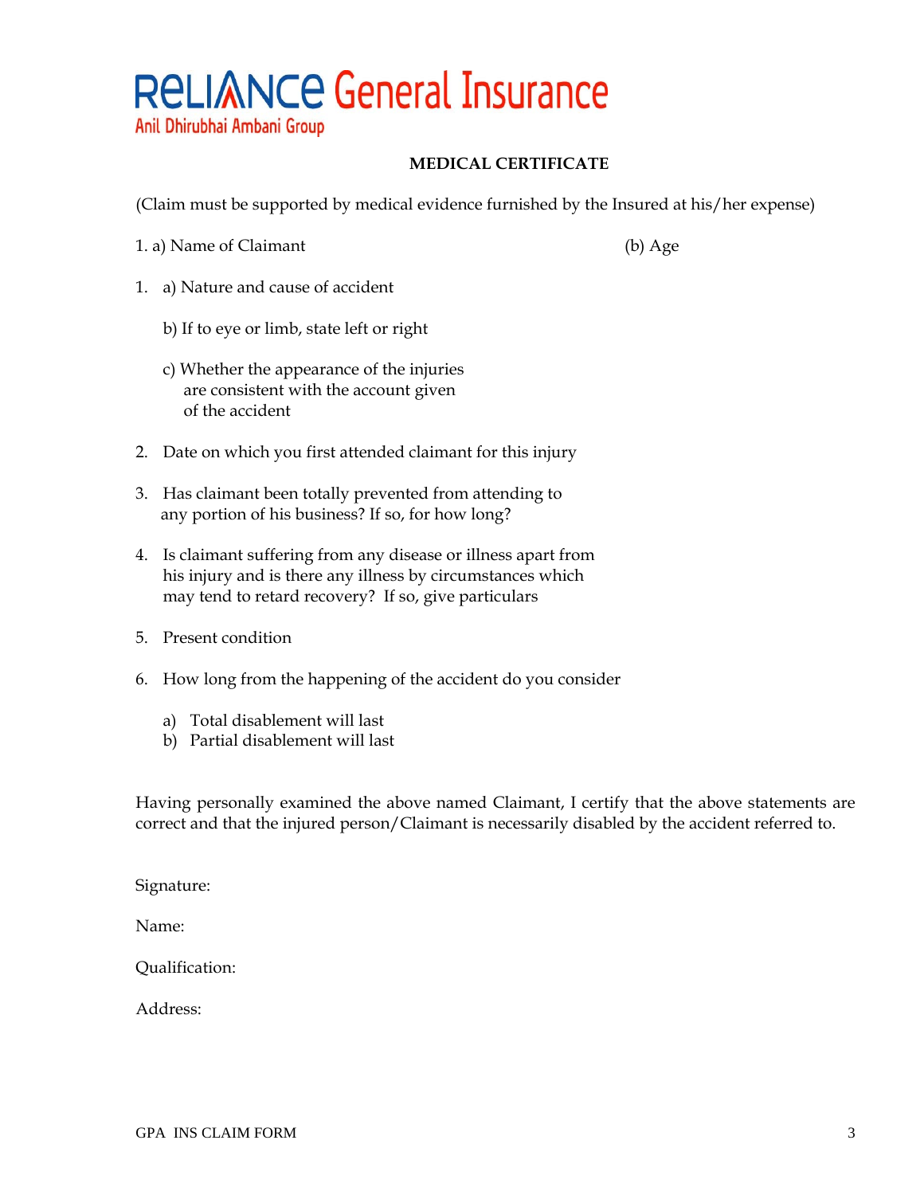**RELIANCE General Insurance**
Anil Dhirubhai Ambani Group

## MEDICAL CERTIFICATE

(Claim must be supported by medical evidence furnished by the Insured at his/her expense)

1. a) Name of Claimant (b) Age

1. a) Nature and cause of accident

   b) If to eye or limb, state left or right

   c) Whether the appearance of the injuries are consistent with the account given of the accident

2. Date on which you first attended claimant for this injury

3. Has claimant been totally prevented from attending to any portion of his business? If so, for how long?

4. Is claimant suffering from any disease or illness apart from his injury and is there any illness by circumstances which may tend to retard recovery? If so, give particulars

5. Present condition

6. How long from the happening of the accident do you consider

   a) Total disablement will last
   b) Partial disablement will last

Having personally examined the above named Claimant, I certify that the above statements are correct and that the injured person/Claimant is necessarily disabled by the accident referred to.

Signature:

Name:

Qualification:

Address: